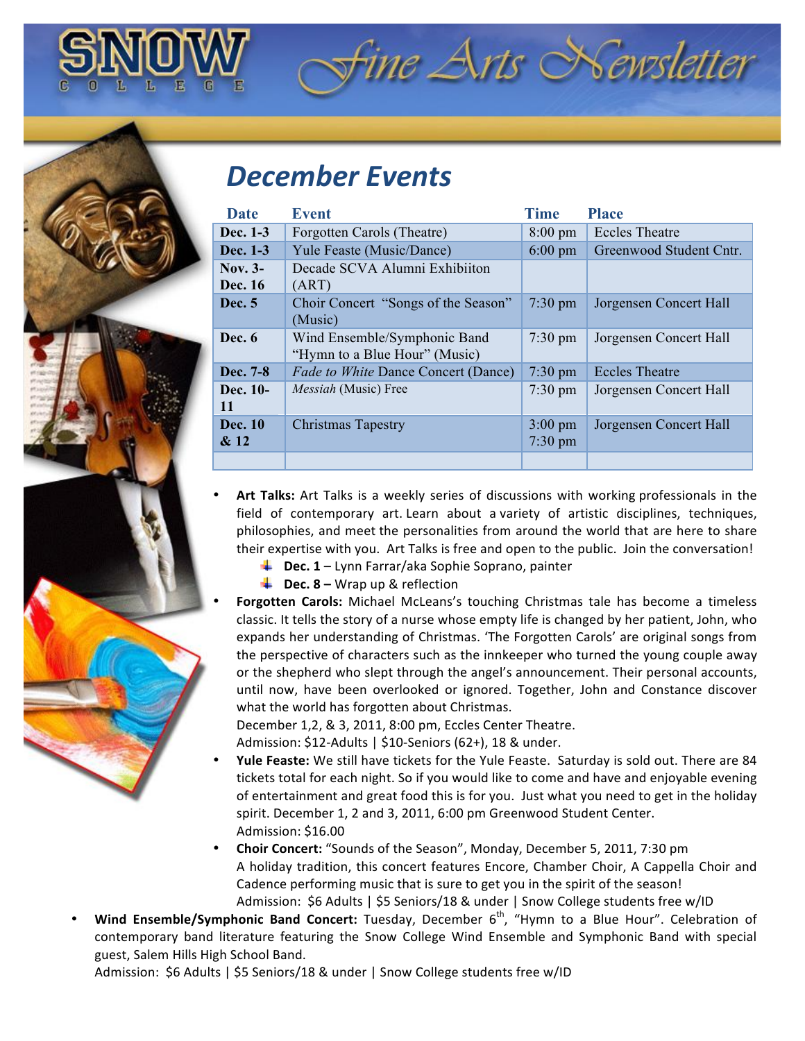# SNOW COLLEGE Fine Arts Newsletter

## December Events

| Date | Event | Time | Place |
|---|---|---|---|
| **Dec. 1-3** | Forgotten Carols (Theatre) | 8:00 pm | Eccles Theatre |
| **Dec. 1-3** | Yule Feaste (Music/Dance) | 6:00 pm | Greenwood Student Cntr. |
| **Nov. 3- Dec. 16** | Decade SCVA Alumni Exhibiiton (ART) | | |
| **Dec. 5** | Choir Concert "Songs of the Season" (Music) | 7:30 pm | Jorgensen Concert Hall |
| **Dec. 6** | Wind Ensemble/Symphonic Band "Hymn to a Blue Hour" (Music) | 7:30 pm | Jorgensen Concert Hall |
| **Dec. 7-8** | *Fade to White* Dance Concert (Dance) | 7:30 pm | Eccles Theatre |
| **Dec. 10-11** | *Messiah* (Music) Free | 7:30 pm | Jorgensen Concert Hall |
| **Dec. 10 & 12** | Christmas Tapestry | 3:00 pm 7:30 pm | Jorgensen Concert Hall |
| | | | |

- **Art Talks:** Art Talks is a weekly series of discussions with working professionals in the field of contemporary art. Learn about a variety of artistic disciplines, techniques, philosophies, and meet the personalities from around the world that are here to share their expertise with you. Art Talks is free and open to the public. Join the conversation!
  - **Dec. 1** – Lynn Farrar/aka Sophie Soprano, painter
  - **Dec. 8 –** Wrap up & reflection
- **Forgotten Carols:** Michael McLeans's touching Christmas tale has become a timeless classic. It tells the story of a nurse whose empty life is changed by her patient, John, who expands her understanding of Christmas. 'The Forgotten Carols' are original songs from the perspective of characters such as the innkeeper who turned the young couple away or the shepherd who slept through the angel's announcement. Their personal accounts, until now, have been overlooked or ignored. Together, John and Constance discover what the world has forgotten about Christmas.
  December 1,2, & 3, 2011, 8:00 pm, Eccles Center Theatre.
  Admission: $12-Adults | $10-Seniors (62+), 18 & under.
- **Yule Feaste:** We still have tickets for the Yule Feaste. Saturday is sold out. There are 84 tickets total for each night. So if you would like to come and have and enjoyable evening of entertainment and great food this is for you. Just what you need to get in the holiday spirit. December 1, 2 and 3, 2011, 6:00 pm Greenwood Student Center.
  Admission: $16.00
- **Choir Concert:** "Sounds of the Season", Monday, December 5, 2011, 7:30 pm
  A holiday tradition, this concert features Encore, Chamber Choir, A Cappella Choir and Cadence performing music that is sure to get you in the spirit of the season!
  Admission: $6 Adults | $5 Seniors/18 & under | Snow College students free w/ID
- **Wind Ensemble/Symphonic Band Concert:** Tuesday, December 6th, "Hymn to a Blue Hour". Celebration of contemporary band literature featuring the Snow College Wind Ensemble and Symphonic Band with special guest, Salem Hills High School Band.
  Admission: $6 Adults | $5 Seniors/18 & under | Snow College students free w/ID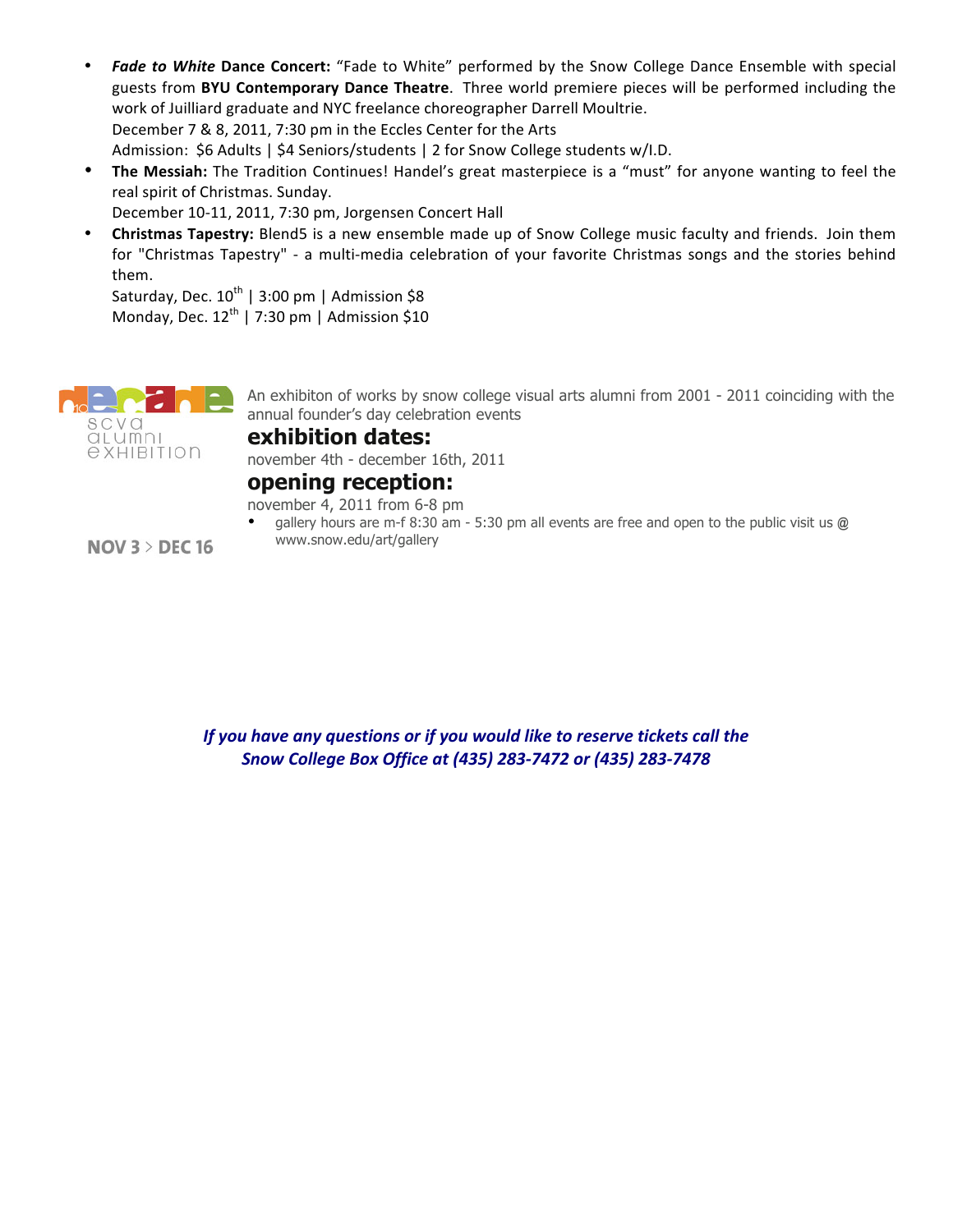- ***Fade to White* Dance Concert:** "Fade to White" performed by the Snow College Dance Ensemble with special guests from **BYU Contemporary Dance Theatre**. Three world premiere pieces will be performed including the work of Juilliard graduate and NYC freelance choreographer Darrell Moultrie.
  December 7 & 8, 2011, 7:30 pm in the Eccles Center for the Arts
  Admission: $6 Adults | $4 Seniors/students | 2 for Snow College students w/I.D.
- **The Messiah:** The Tradition Continues! Handel's great masterpiece is a "must" for anyone wanting to feel the real spirit of Christmas. Sunday.
  December 10-11, 2011, 7:30 pm, Jorgensen Concert Hall
- **Christmas Tapestry:** Blend5 is a new ensemble made up of Snow College music faculty and friends. Join them for "Christmas Tapestry" - a multi-media celebration of your favorite Christmas songs and the stories behind them.
  Saturday, Dec. 10th | 3:00 pm | Admission $8
  Monday, Dec. 12th | 7:30 pm | Admission $10

decade
scva
alumni
exhibition

NOV 3 > DEC 16

An exhibiton of works by snow college visual arts alumni from 2001 - 2011 coinciding with the annual founder's day celebration events

## exhibition dates:

november 4th - december 16th, 2011

## opening reception:

november 4, 2011 from 6-8 pm

- gallery hours are m-f 8:30 am - 5:30 pm all events are free and open to the public visit us @ www.snow.edu/art/gallery

***If you have any questions or if you would like to reserve tickets call the Snow College Box Office at (435) 283-7472 or (435) 283-7478***